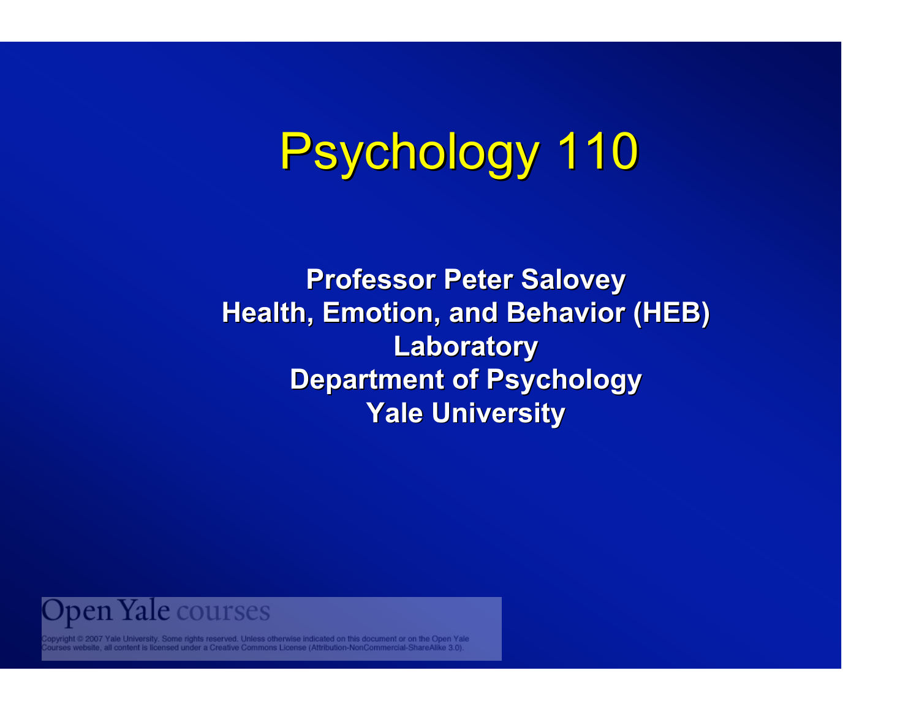# Psychology 110

**Professor Peter Salovey**
**Health, Emotion, and Behavior (HEB) Laboratory**
**Department of Psychology**
**Yale University**

Open Yale courses

Copyright © 2007 Yale University. Some rights reserved. Unless otherwise indicated on this document or on the Open Yale Courses website, all content is licensed under a Creative Commons License (Attribution-NonCommercial-ShareAlike 3.0).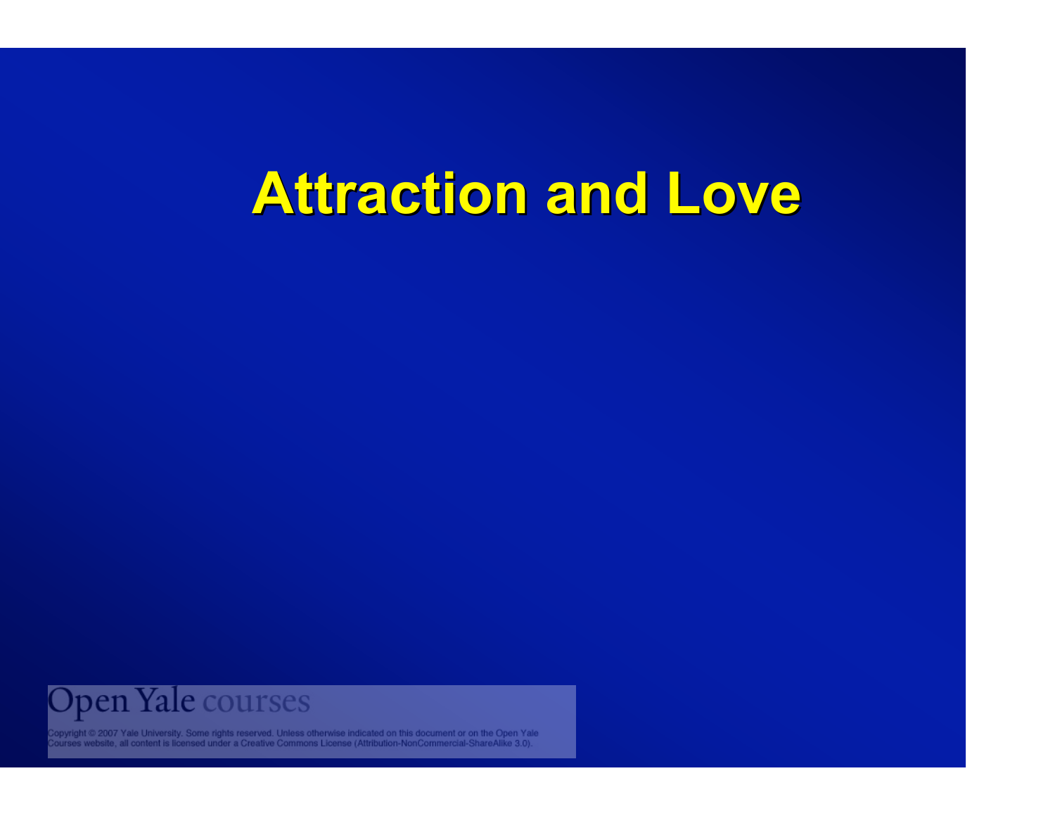# Attraction and Love

Open Yale courses

Copyright © 2007 Yale University. Some rights reserved. Unless otherwise indicated on this document or on the Open Yale Courses website, all content is licensed under a Creative Commons License (Attribution-NonCommercial-ShareAlike 3.0).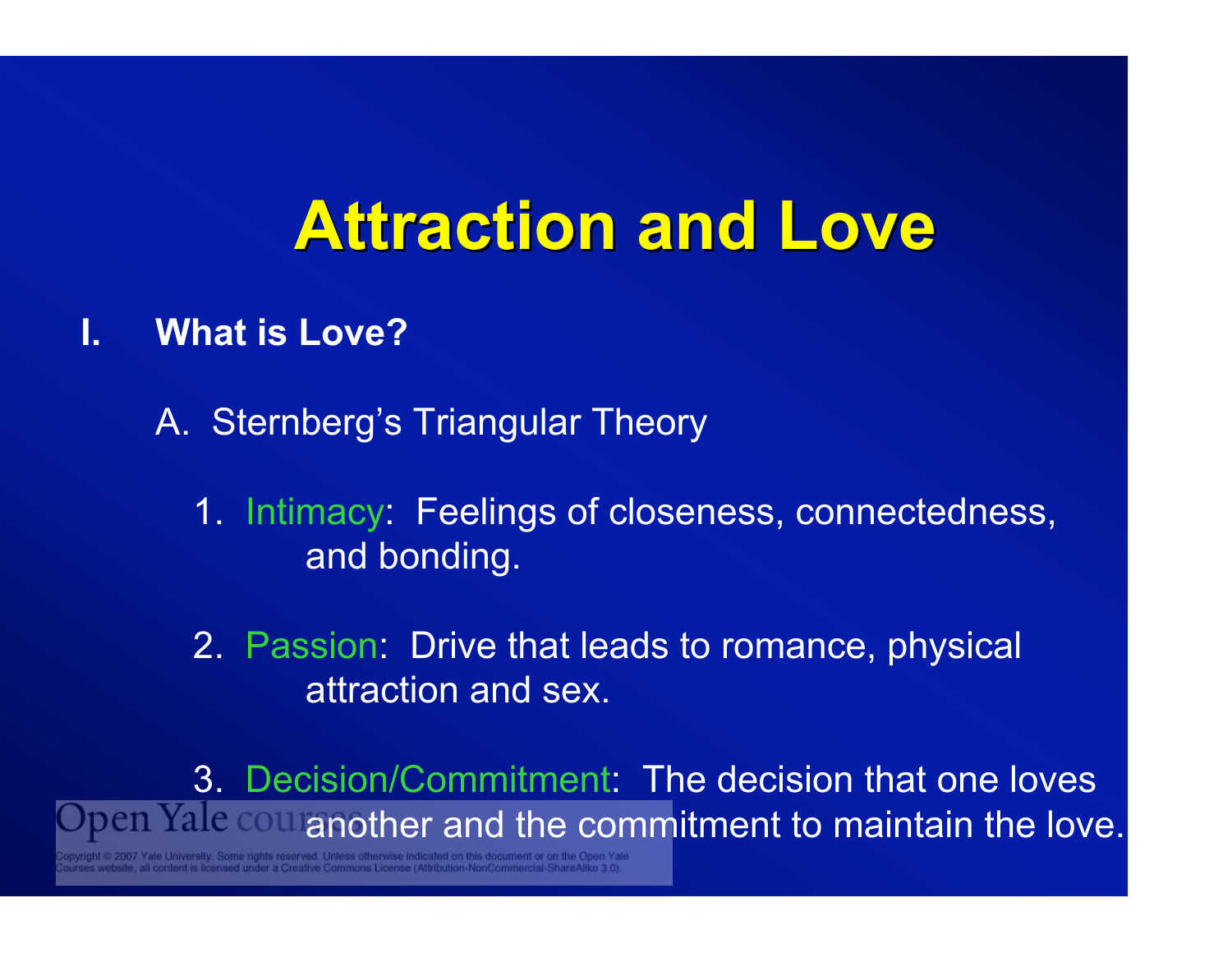# Attraction and Love

**I. What is Love?**

A. Sternberg's Triangular Theory

1. Intimacy: Feelings of closeness, connectedness, and bonding.

2. Passion: Drive that leads to romance, physical attraction and sex.

3. Decision/Commitment: The decision that one loves another and the commitment to maintain the love.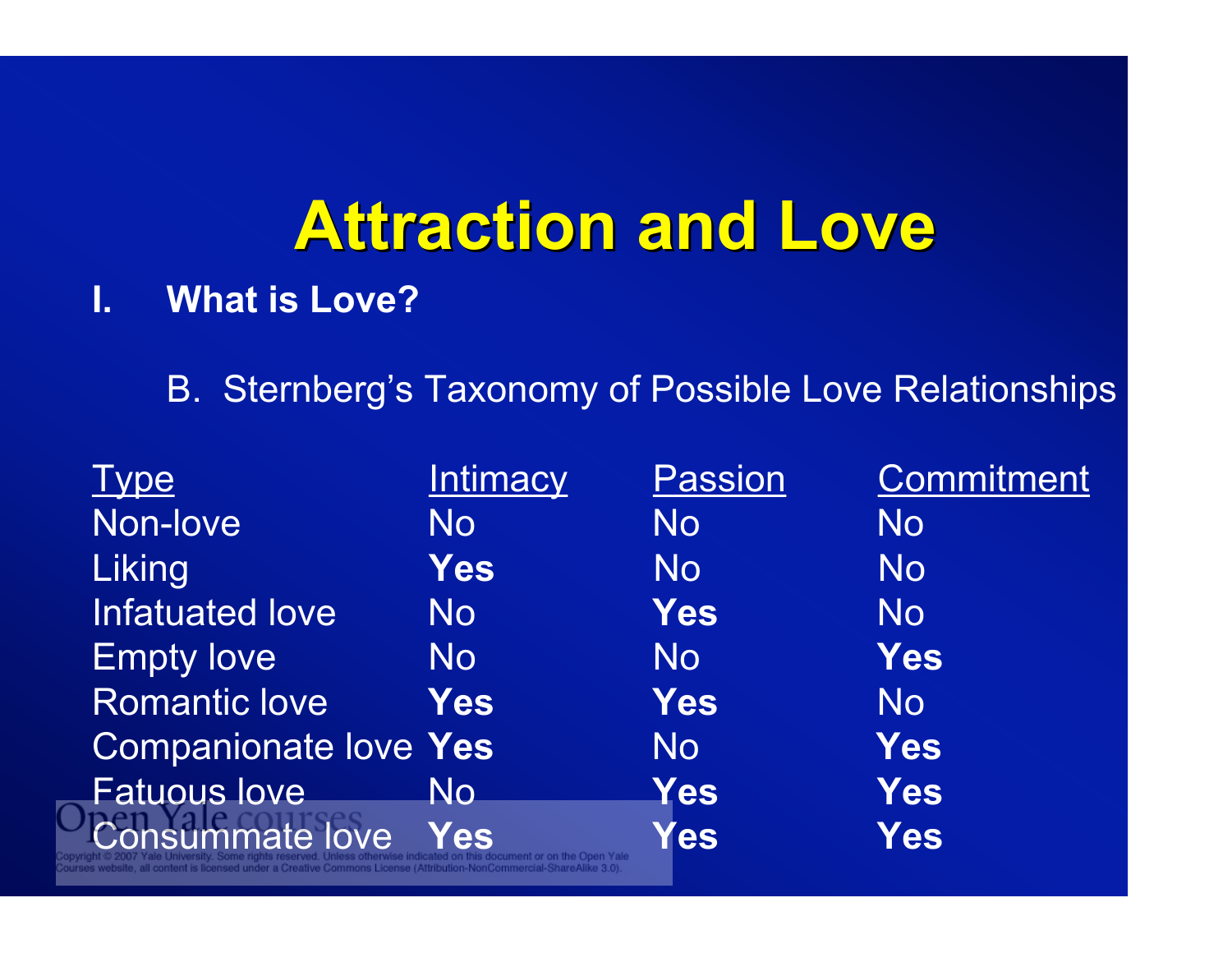# Attraction and Love

**I. What is Love?**

B. Sternberg's Taxonomy of Possible Love Relationships

| Type | Intimacy | Passion | Commitment |
|---|---|---|---|
| Non-love | No | No | No |
| Liking | **Yes** | No | No |
| Infatuated love | No | **Yes** | No |
| Empty love | No | No | **Yes** |
| Romantic love | **Yes** | **Yes** | No |
| Companionate love | **Yes** | No | **Yes** |
| Fatuous love | No | **Yes** | **Yes** |
| Consummate love | **Yes** | **Yes** | **Yes** |

Copyright © 2007 Yale University. Some rights reserved. Unless otherwise indicated on this document or on the Open Yale Courses website, all content is licensed under a Creative Commons License (Attribution-NonCommercial-ShareAlike 3.0).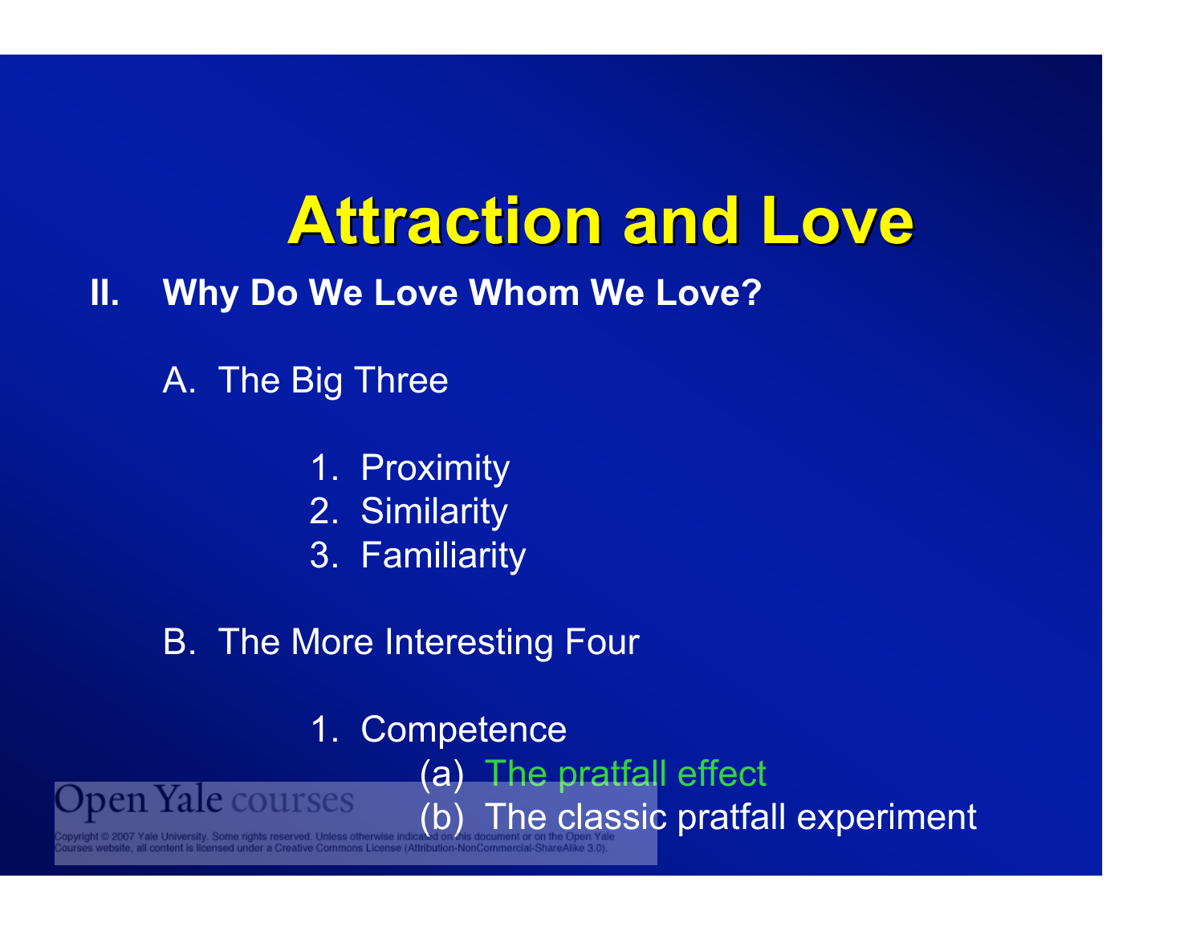# Attraction and Love

**II. Why Do We Love Whom We Love?**

A. The Big Three

1. Proximity
2. Similarity
3. Familiarity

B. The More Interesting Four

1. Competence
   (a) The pratfall effect
   (b) The classic pratfall experiment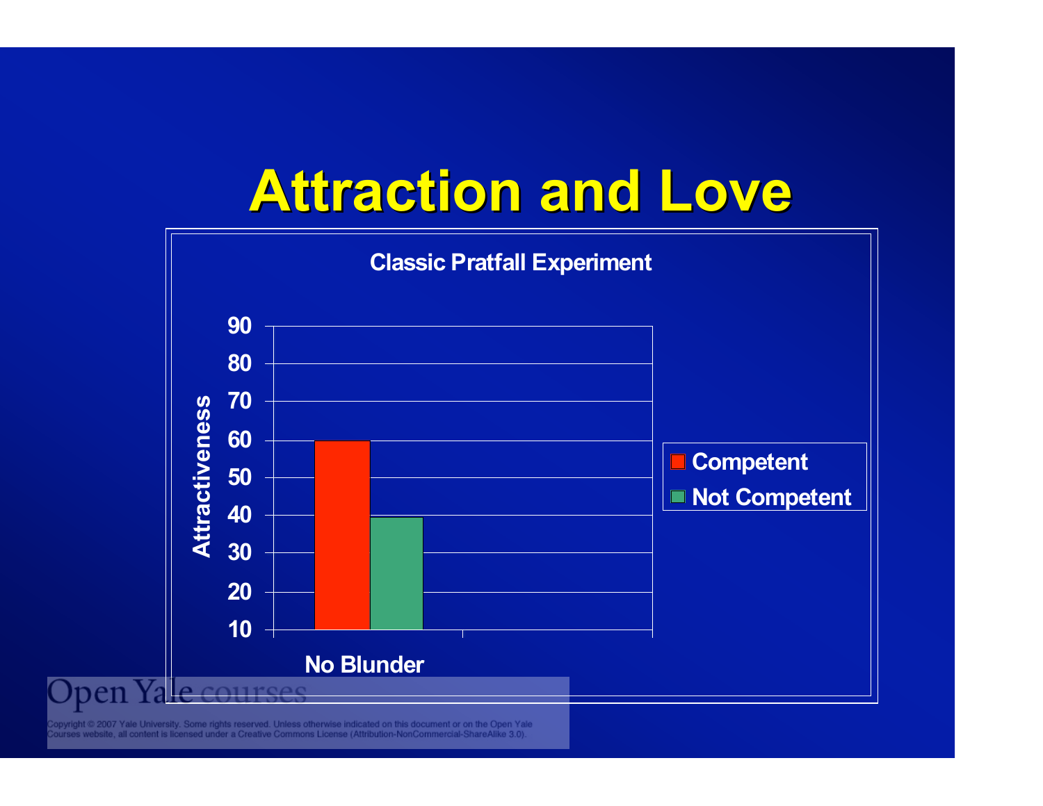# Attraction and Love

**Classic Pratfall Experiment**

| | Competent | Not Competent |
|---|---|---|
| No Blunder | 60 | 40 |

Attractiveness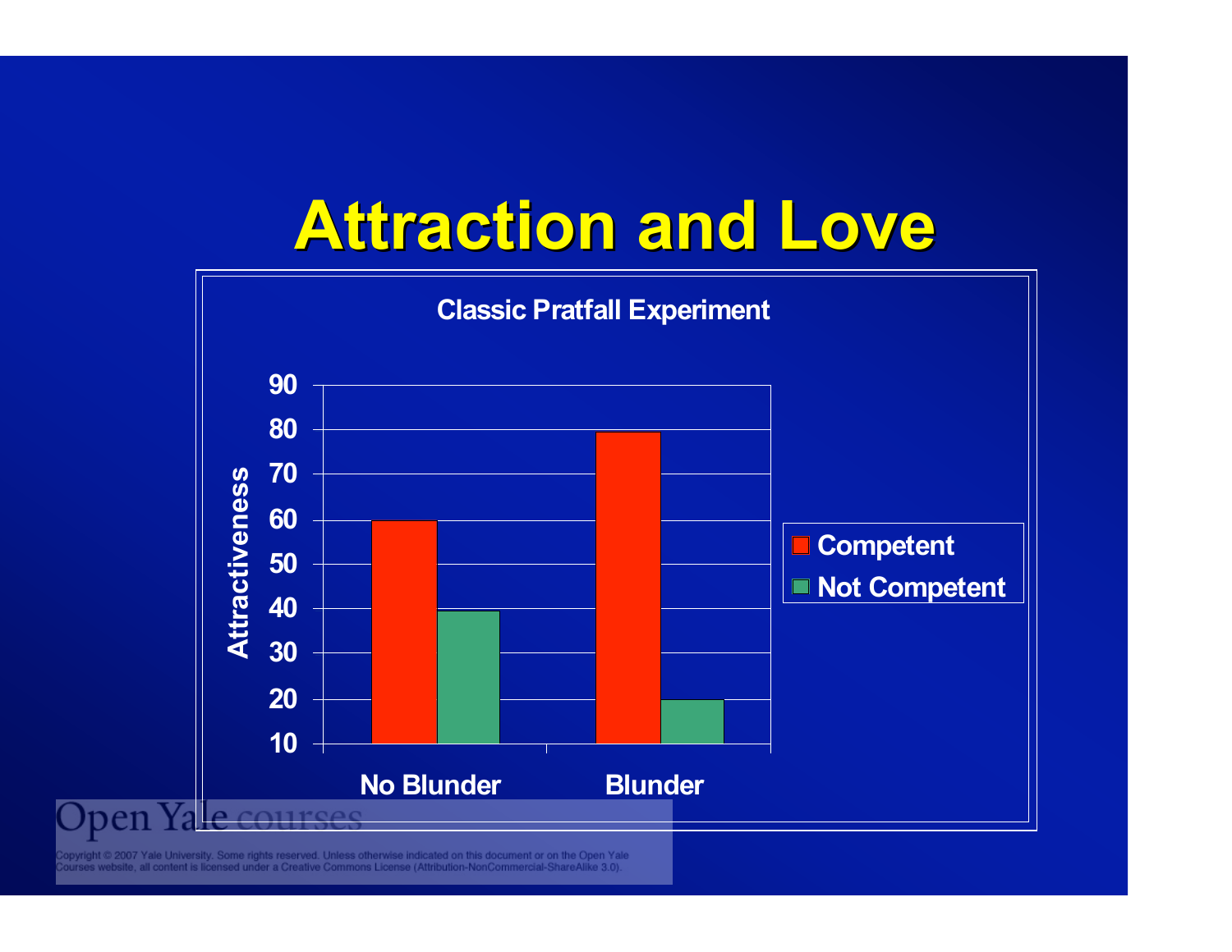# Attraction and Love

**Classic Pratfall Experiment**

| | Competent | Not Competent |
|---|---|---|
| No Blunder | 60 | 40 |
| Blunder | 80 | 20 |

Attractiveness (y-axis: 10–90)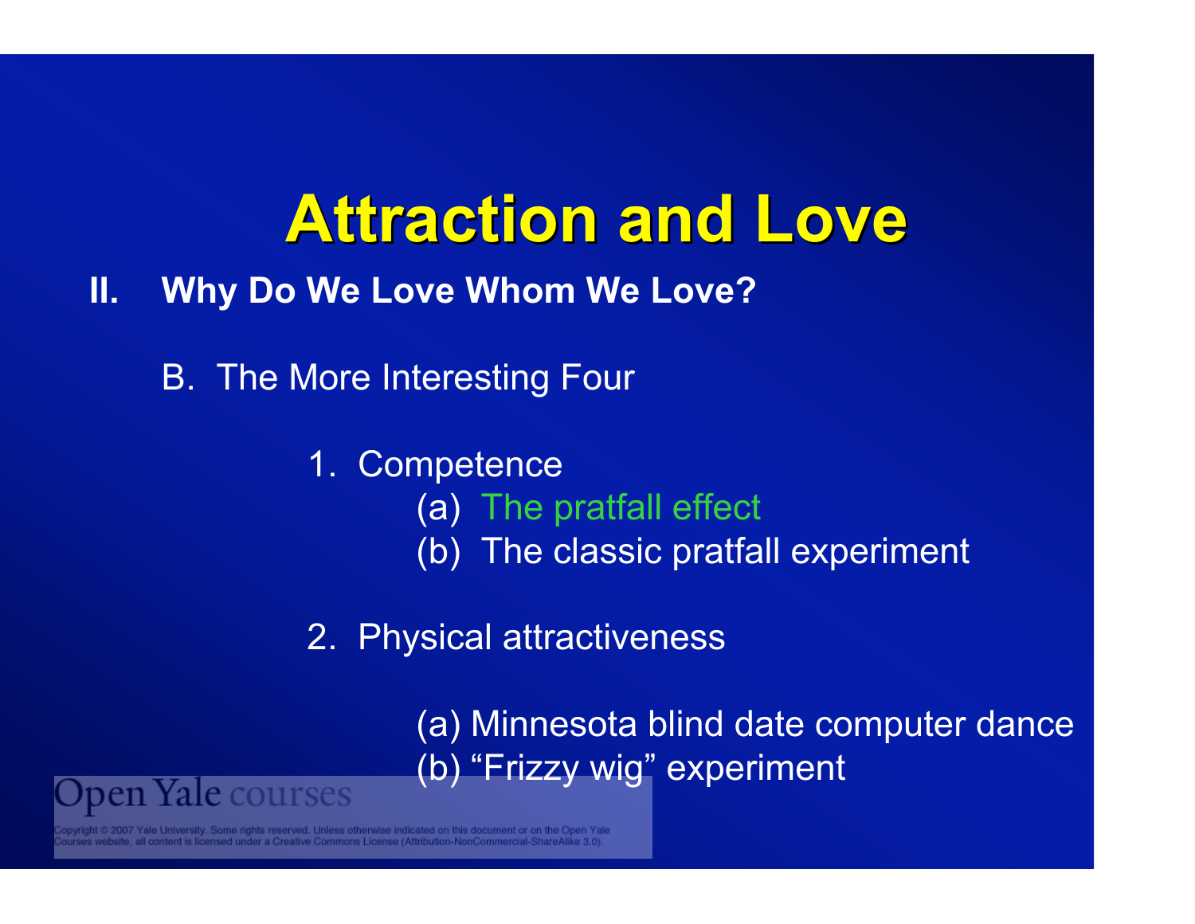# Attraction and Love

**II. Why Do We Love Whom We Love?**

B. The More Interesting Four

1. Competence
   - (a) The pratfall effect
   - (b) The classic pratfall experiment

2. Physical attractiveness
   - (a) Minnesota blind date computer dance
   - (b) "Frizzy wig" experiment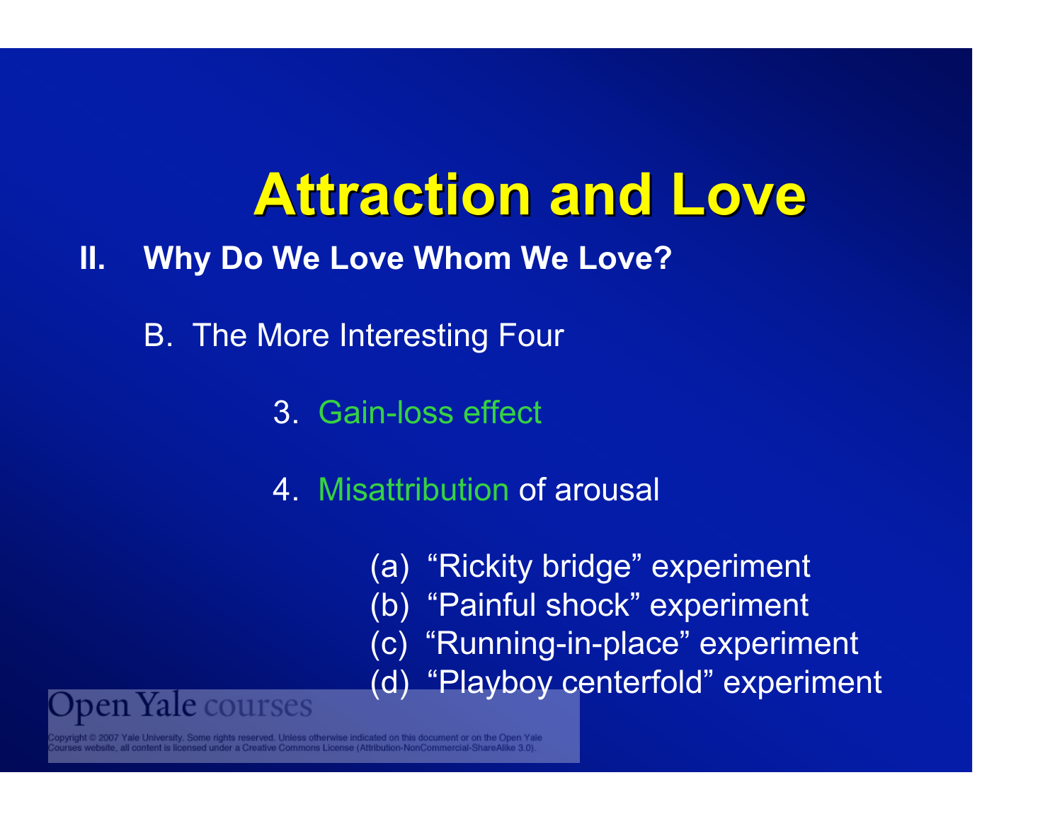# Attraction and Love

**II. Why Do We Love Whom We Love?**

B. The More Interesting Four

3. Gain-loss effect

4. Misattribution of arousal

(a) “Rickity bridge” experiment
(b) “Painful shock” experiment
(c) “Running-in-place” experiment
(d) “Playboy centerfold” experiment

Open Yale courses

Copyright © 2007 Yale University. Some rights reserved. Unless otherwise indicated on this document or on the Open Yale Courses website, all content is licensed under a Creative Commons License (Attribution-NonCommercial-ShareAlike 3.0).